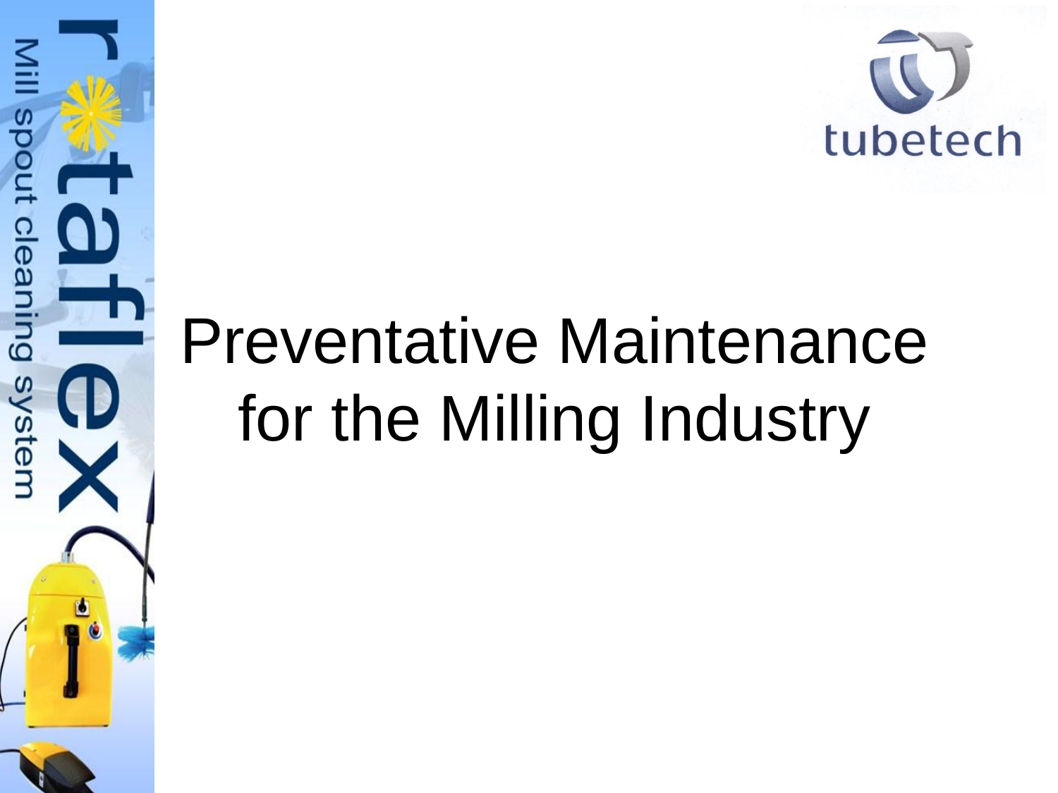# Preventative Maintenance for the Milling Industry

rotaflex

Mill spout cleaning system

tubetech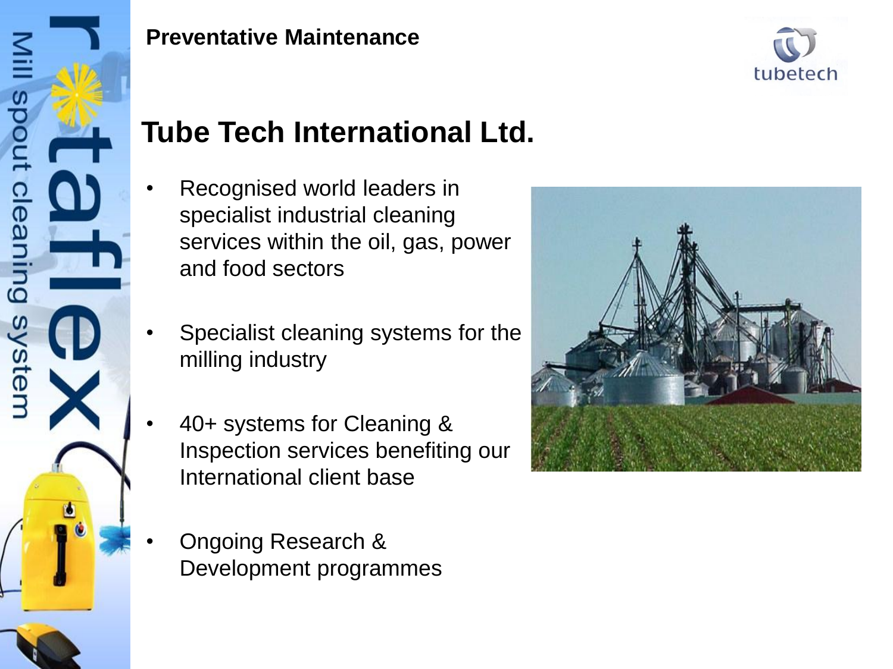**Preventative Maintenance**

# Tube Tech International Ltd.

- Recognised world leaders in specialist industrial cleaning services within the oil, gas, power and food sectors
- Specialist cleaning systems for the milling industry
- 40+ systems for Cleaning & Inspection services benefiting our International client base
- Ongoing Research & Development programmes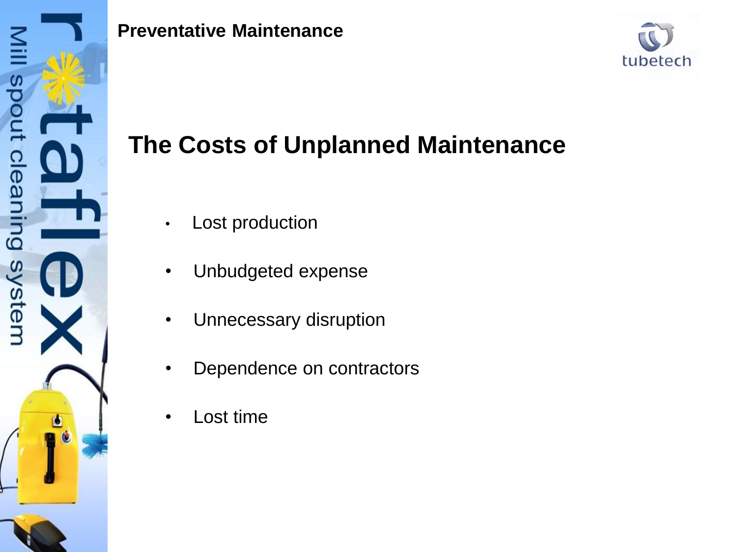**Preventative Maintenance**

## The Costs of Unplanned Maintenance

- Lost production
- Unbudgeted expense
- Unnecessary disruption
- Dependence on contractors
- Lost time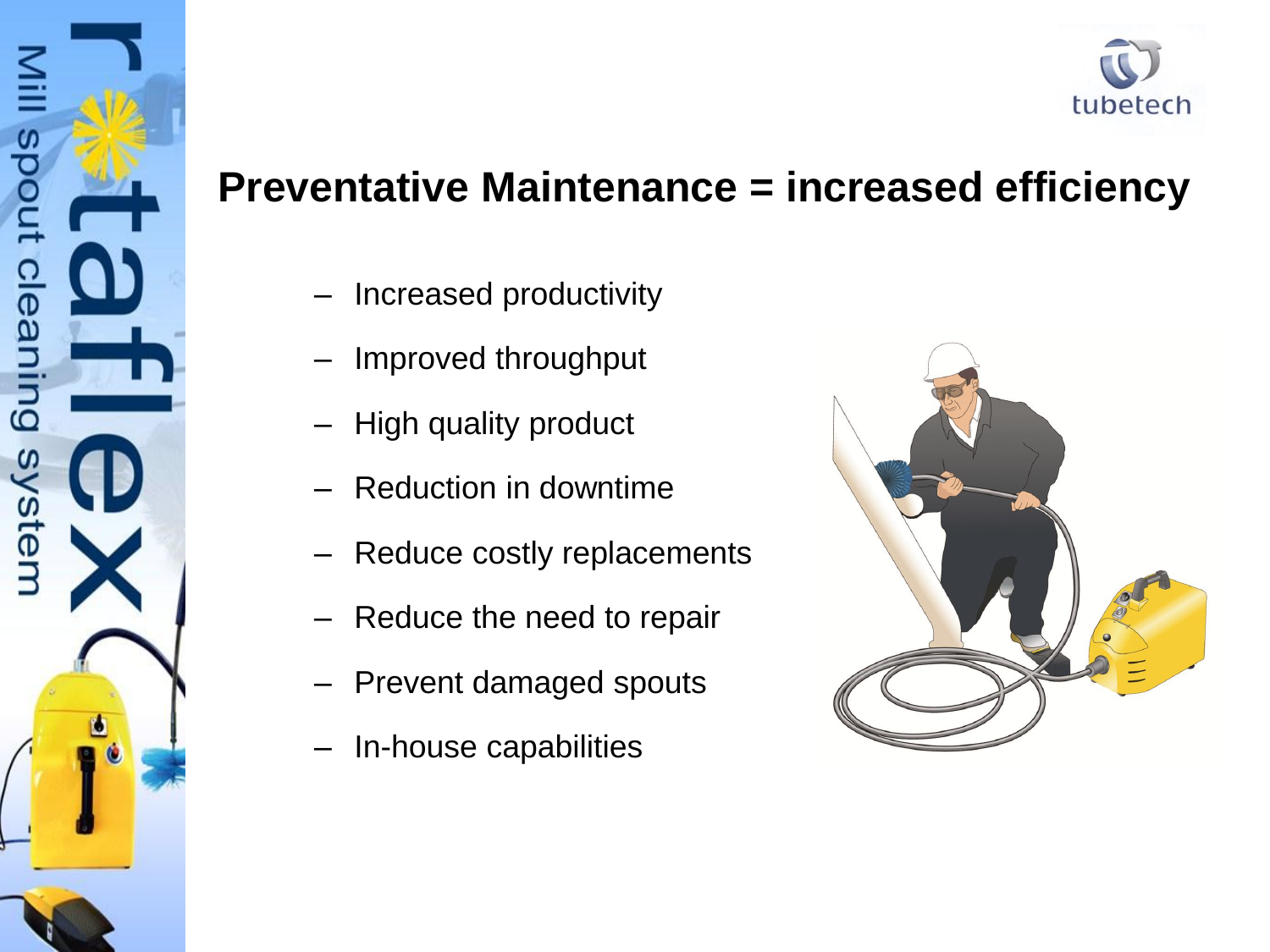# Preventative Maintenance = increased efficiency

- Increased productivity
- Improved throughput
- High quality product
- Reduction in downtime
- Reduce costly replacements
- Reduce the need to repair
- Prevent damaged spouts
- In-house capabilities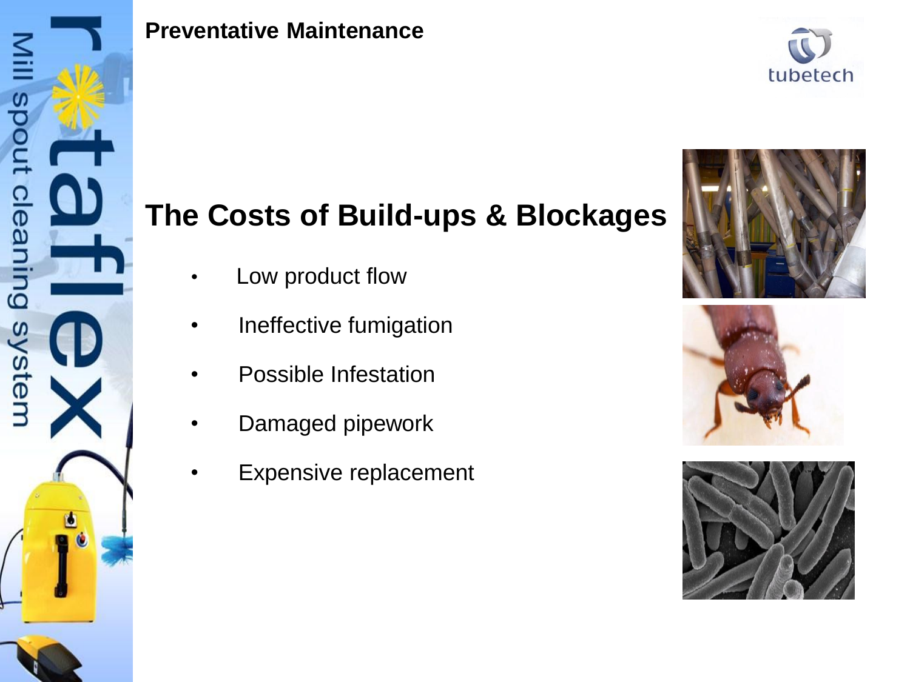**Preventative Maintenance**

## The Costs of Build-ups & Blockages

- Low product flow
- Ineffective fumigation
- Possible Infestation
- Damaged pipework
- Expensive replacement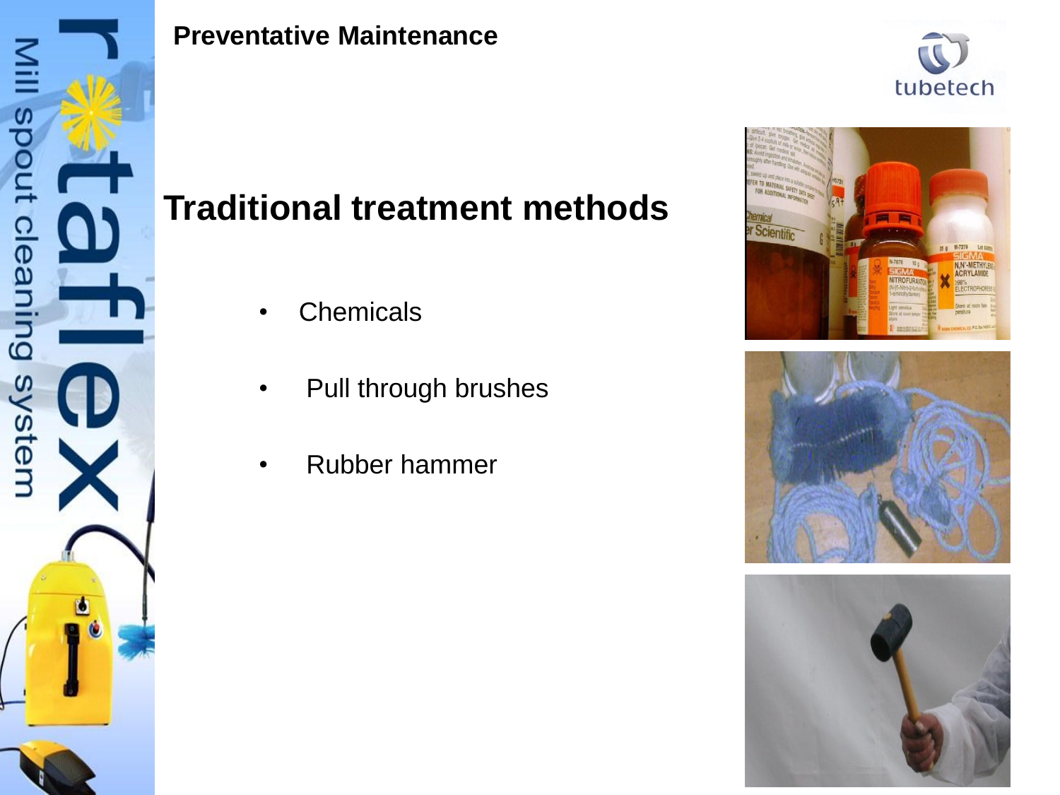**Preventative Maintenance**

# Traditional treatment methods

- Chemicals
- Pull through brushes
- Rubber hammer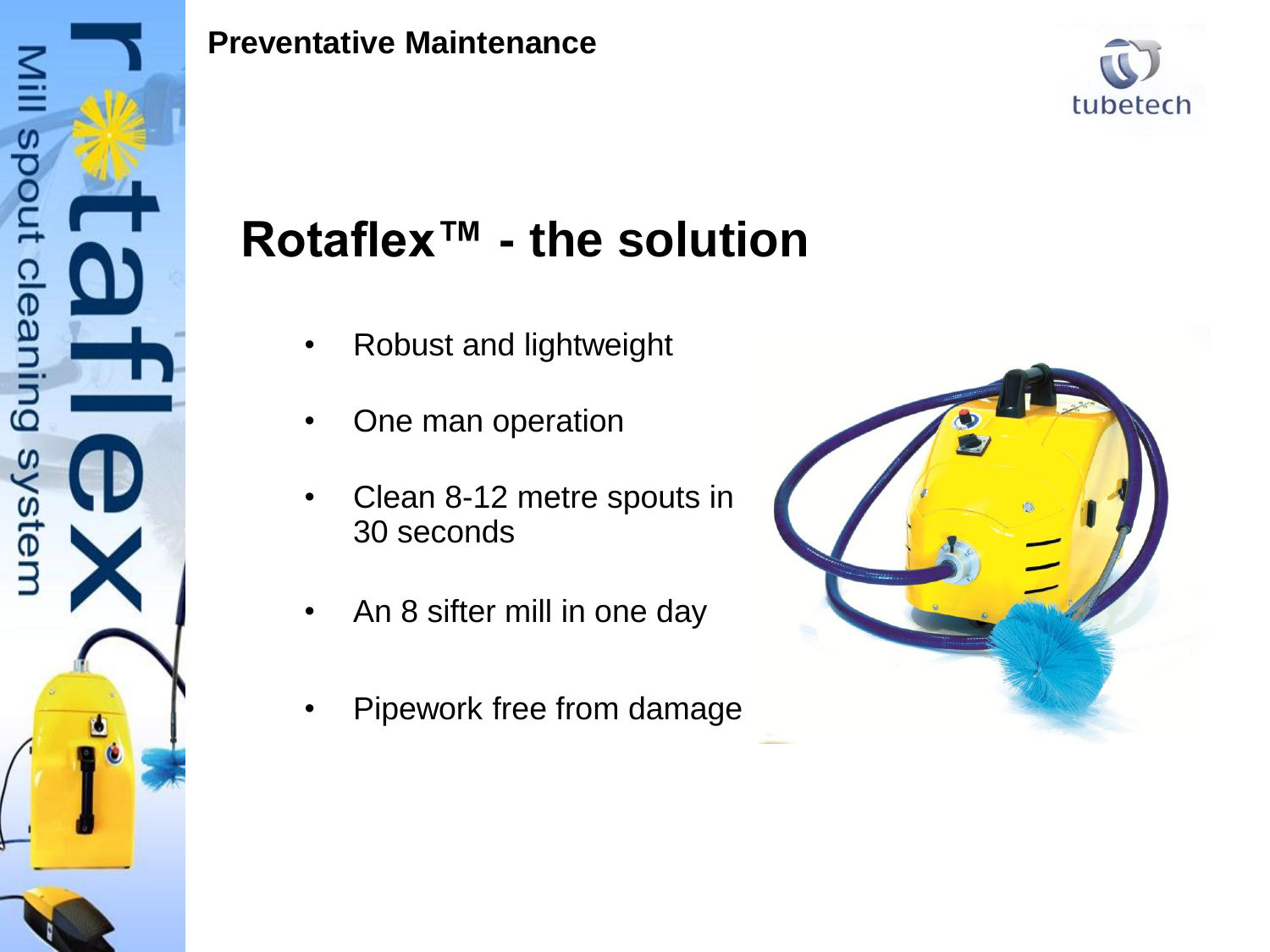Preventative Maintenance

# Rotaflex™ - the solution

- Robust and lightweight
- One man operation
- Clean 8-12 metre spouts in 30 seconds
- An 8 sifter mill in one day
- Pipework free from damage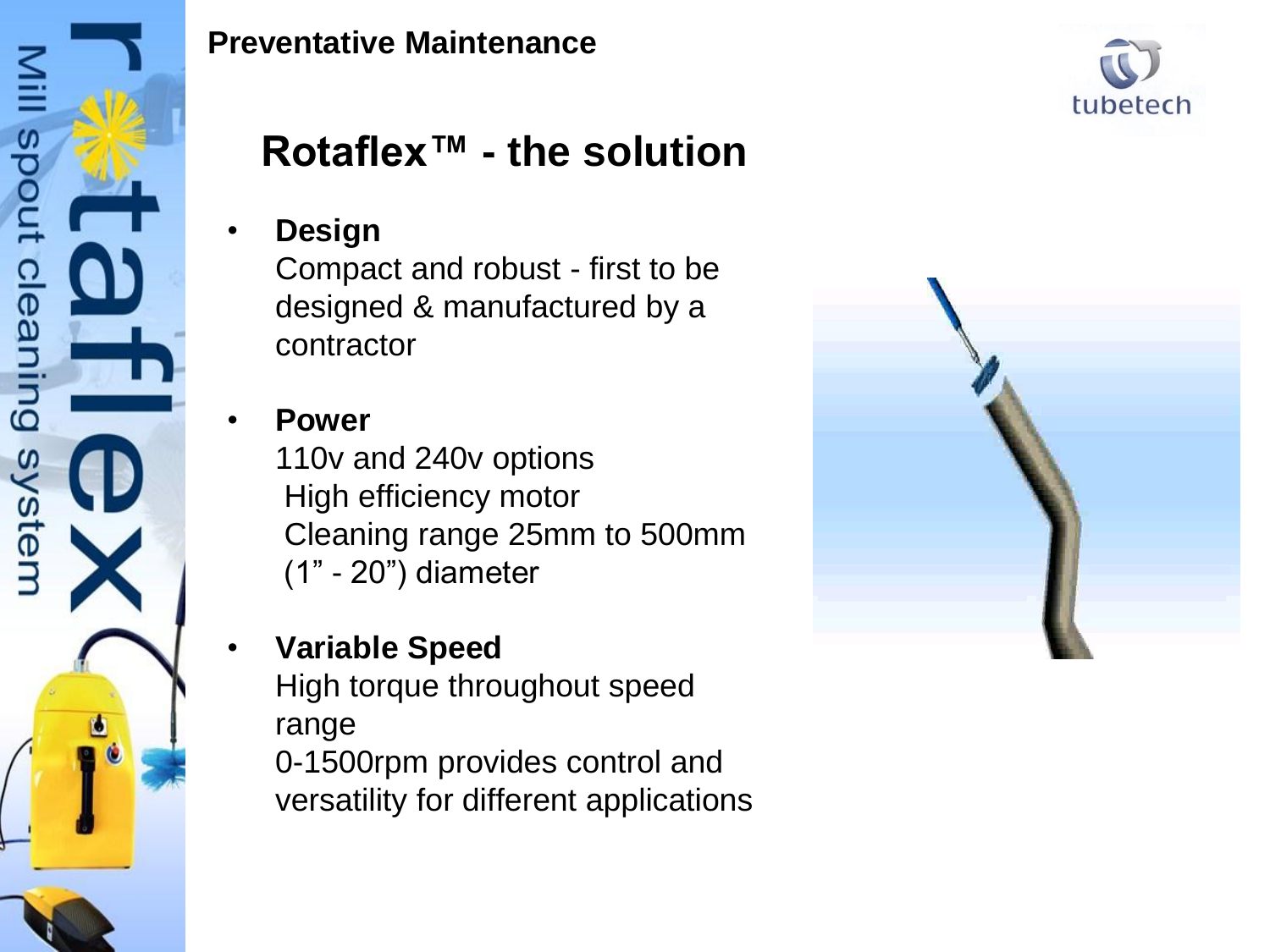**Preventative Maintenance**

# Rotaflex™ - the solution

- **Design**
  Compact and robust - first to be designed & manufactured by a contractor

- **Power**
  110v and 240v options
  High efficiency motor
  Cleaning range 25mm to 500mm (1" - 20") diameter

- **Variable Speed**
  High torque throughout speed range
  0-1500rpm provides control and versatility for different applications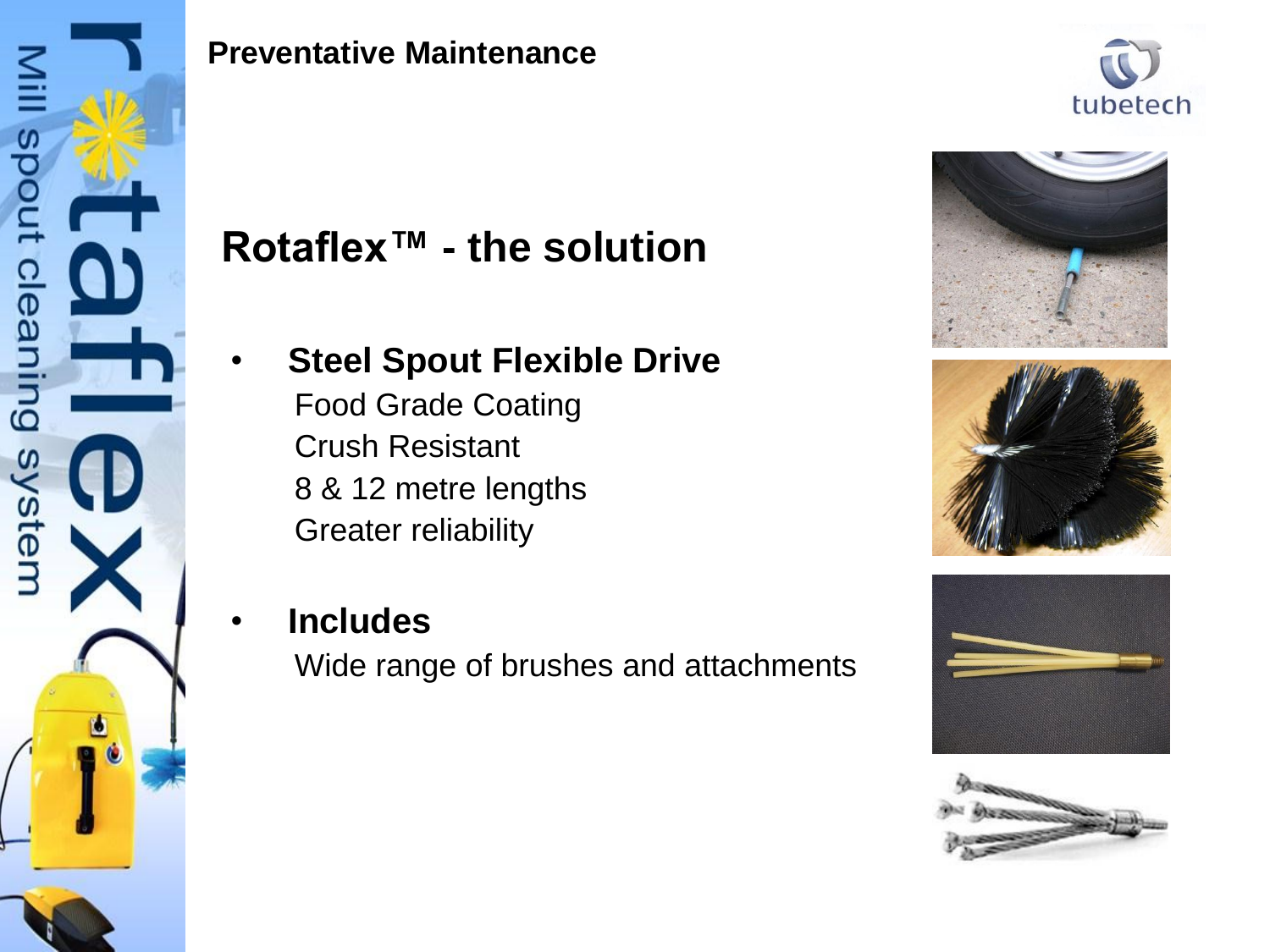**Preventative Maintenance**

# Rotaflex™ - the solution

- **Steel Spout Flexible Drive**
  Food Grade Coating
  Crush Resistant
  8 & 12 metre lengths
  Greater reliability

- **Includes**
  Wide range of brushes and attachments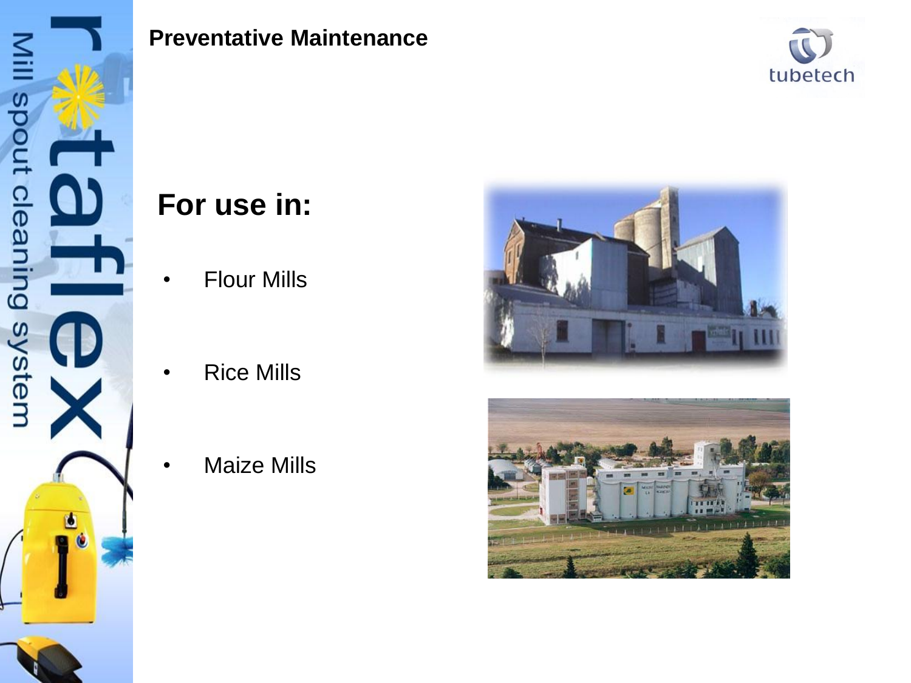**Preventative Maintenance**

## For use in:

- Flour Mills
- Rice Mills
- Maize Mills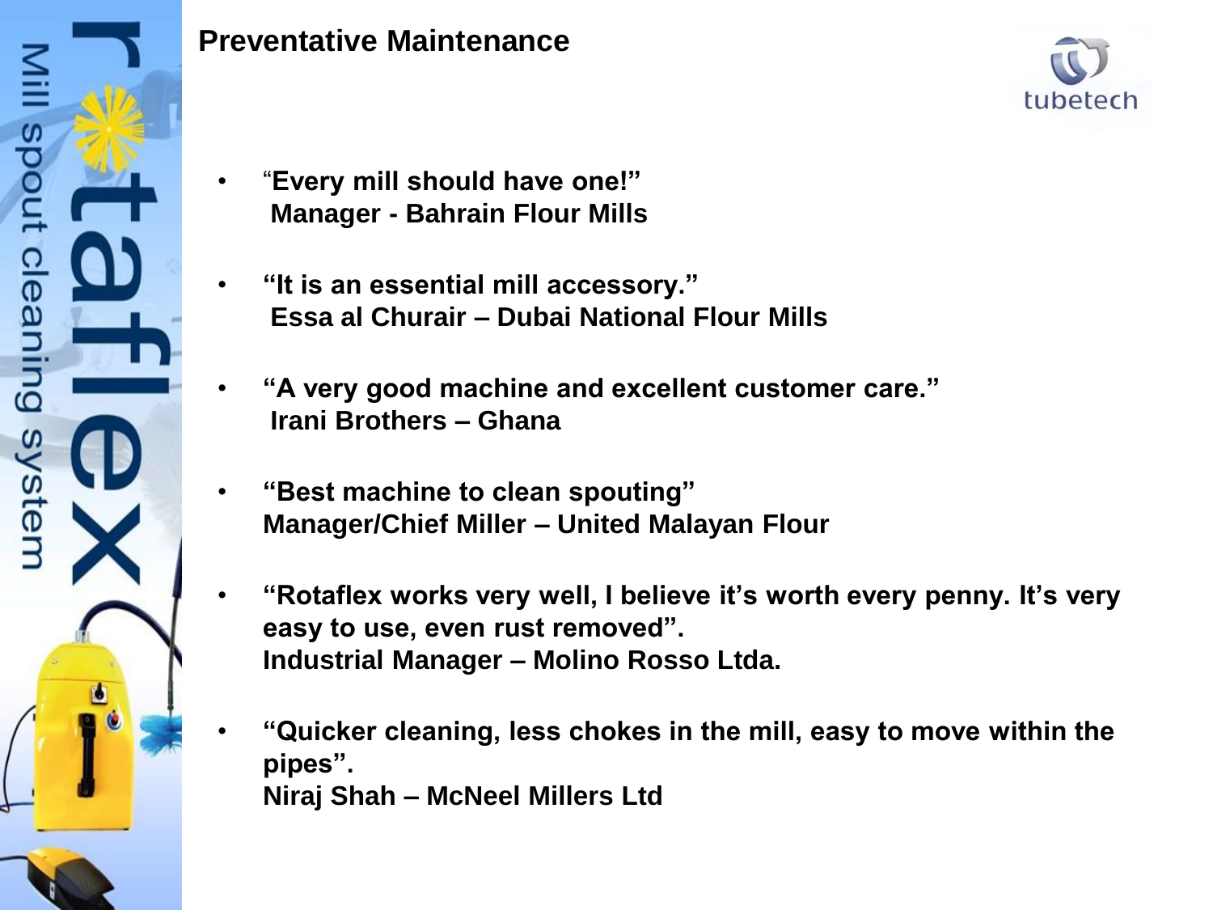# Preventative Maintenance

- **"Every mill should have one!"**
  **Manager - Bahrain Flour Mills**

- **"It is an essential mill accessory."**
  **Essa al Churair – Dubai National Flour Mills**

- **"A very good machine and excellent customer care."**
  **Irani Brothers – Ghana**

- **"Best machine to clean spouting"**
  **Manager/Chief Miller – United Malayan Flour**

- **"Rotaflex works very well, I believe it's worth every penny. It's very easy to use, even rust removed".**
  **Industrial Manager – Molino Rosso Ltda.**

- **"Quicker cleaning, less chokes in the mill, easy to move within the pipes".**
  **Niraj Shah – McNeel Millers Ltd**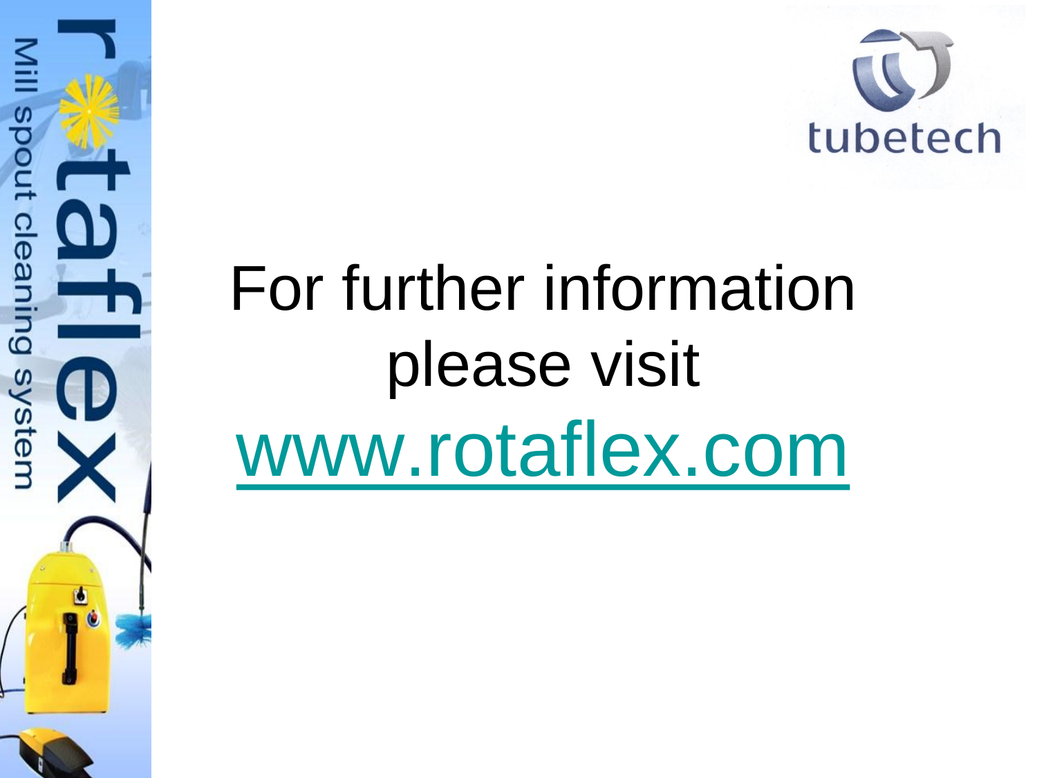For further information please visit [www.rotaflex.com](http://www.rotaflex.com)